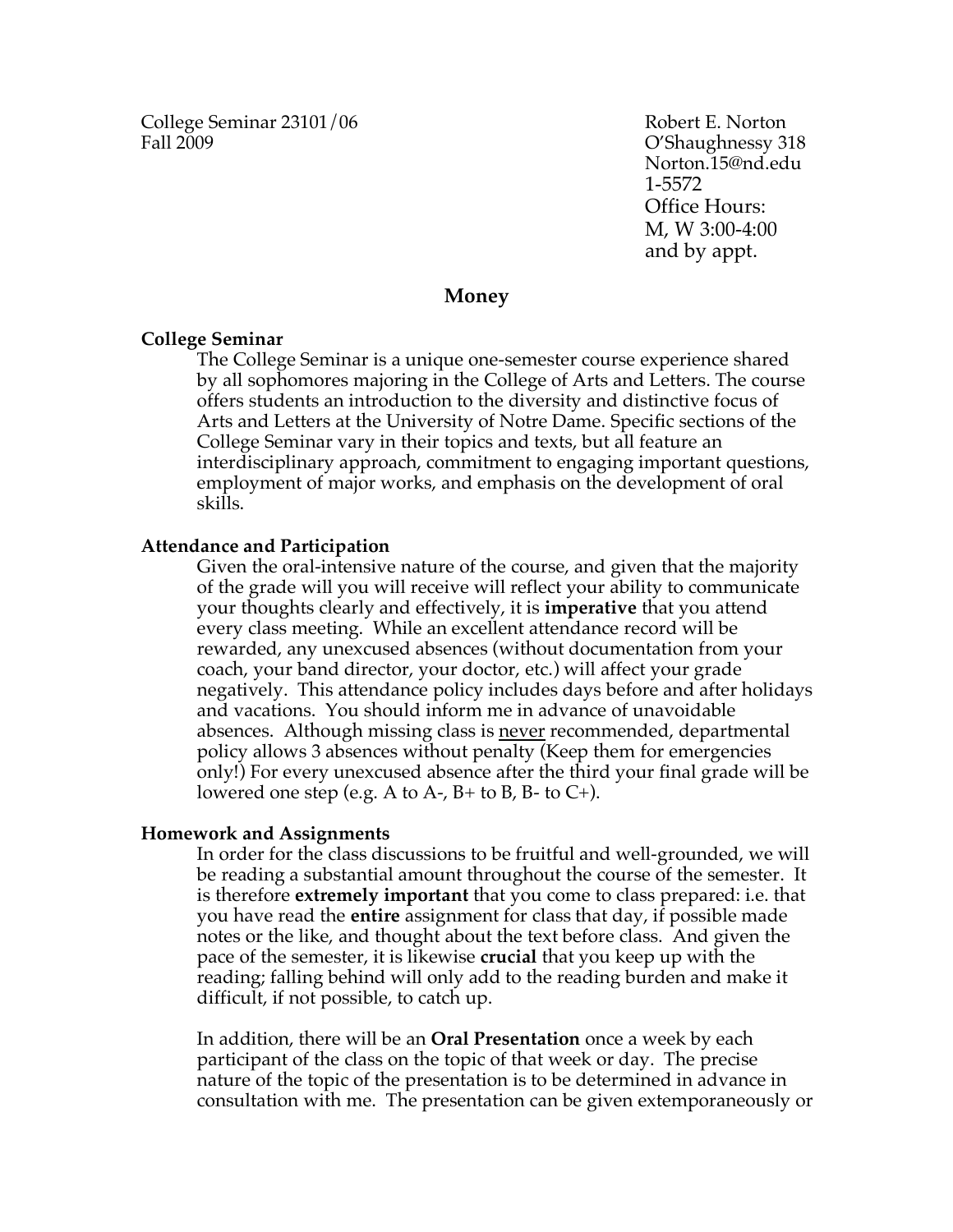College Seminar 23101/06
Fall 2009

Robert E. Norton
O'Shaughnessy 318
Norton.15@nd.edu
1-5572
Office Hours:
M, W 3:00-4:00
and by appt.

# Money

## College Seminar

The College Seminar is a unique one-semester course experience shared by all sophomores majoring in the College of Arts and Letters. The course offers students an introduction to the diversity and distinctive focus of Arts and Letters at the University of Notre Dame. Specific sections of the College Seminar vary in their topics and texts, but all feature an interdisciplinary approach, commitment to engaging important questions, employment of major works, and emphasis on the development of oral skills.

## Attendance and Participation

Given the oral-intensive nature of the course, and given that the majority of the grade will you will receive will reflect your ability to communicate your thoughts clearly and effectively, it is **imperative** that you attend every class meeting. While an excellent attendance record will be rewarded, any unexcused absences (without documentation from your coach, your band director, your doctor, etc.) will affect your grade negatively. This attendance policy includes days before and after holidays and vacations. You should inform me in advance of unavoidable absences. Although missing class is <u>never</u> recommended, departmental policy allows 3 absences without penalty (Keep them for emergencies only!) For every unexcused absence after the third your final grade will be lowered one step (e.g. A to A-, B+ to B, B- to C+).

## Homework and Assignments

In order for the class discussions to be fruitful and well-grounded, we will be reading a substantial amount throughout the course of the semester. It is therefore **extremely important** that you come to class prepared: i.e. that you have read the **entire** assignment for class that day, if possible made notes or the like, and thought about the text before class. And given the pace of the semester, it is likewise **crucial** that you keep up with the reading; falling behind will only add to the reading burden and make it difficult, if not possible, to catch up.

In addition, there will be an **Oral Presentation** once a week by each participant of the class on the topic of that week or day. The precise nature of the topic of the presentation is to be determined in advance in consultation with me. The presentation can be given extemporaneously or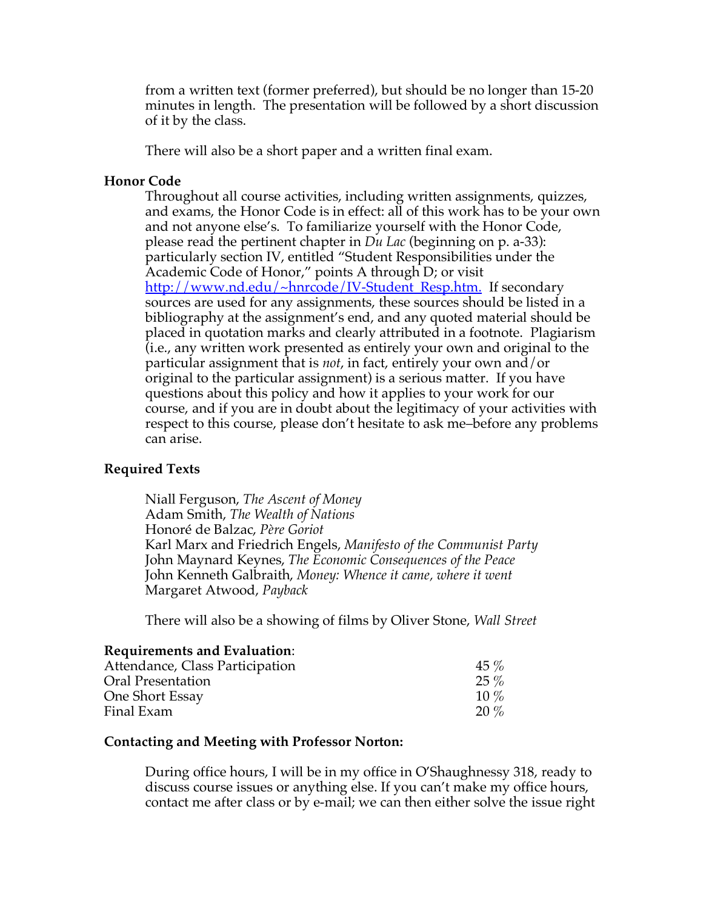from a written text (former preferred), but should be no longer than 15-20 minutes in length. The presentation will be followed by a short discussion of it by the class.

There will also be a short paper and a written final exam.

**Honor Code**

Throughout all course activities, including written assignments, quizzes, and exams, the Honor Code is in effect: all of this work has to be your own and not anyone else's. To familiarize yourself with the Honor Code, please read the pertinent chapter in *Du Lac* (beginning on p. a-33): particularly section IV, entitled "Student Responsibilities under the Academic Code of Honor," points A through D; or visit http://www.nd.edu/~hnrcode/IV-Student_Resp.htm. If secondary sources are used for any assignments, these sources should be listed in a bibliography at the assignment's end, and any quoted material should be placed in quotation marks and clearly attributed in a footnote. Plagiarism (i.e., any written work presented as entirely your own and original to the particular assignment that is *not*, in fact, entirely your own and/or original to the particular assignment) is a serious matter. If you have questions about this policy and how it applies to your work for our course, and if you are in doubt about the legitimacy of your activities with respect to this course, please don't hesitate to ask me–before any problems can arise.

**Required Texts**

Niall Ferguson, *The Ascent of Money*
Adam Smith, *The Wealth of Nations*
Honoré de Balzac, *Père Goriot*
Karl Marx and Friedrich Engels, *Manifesto of the Communist Party*
John Maynard Keynes, *The Economic Consequences of the Peace*
John Kenneth Galbraith, *Money: Whence it came, where it went*
Margaret Atwood, *Payback*

There will also be a showing of films by Oliver Stone, *Wall Street*

**Requirements and Evaluation**:

| | |
|---|---|
| Attendance, Class Participation | 45 % |
| Oral Presentation | 25 % |
| One Short Essay | 10 % |
| Final Exam | 20 % |

**Contacting and Meeting with Professor Norton:**

During office hours, I will be in my office in O'Shaughnessy 318, ready to discuss course issues or anything else. If you can't make my office hours, contact me after class or by e-mail; we can then either solve the issue right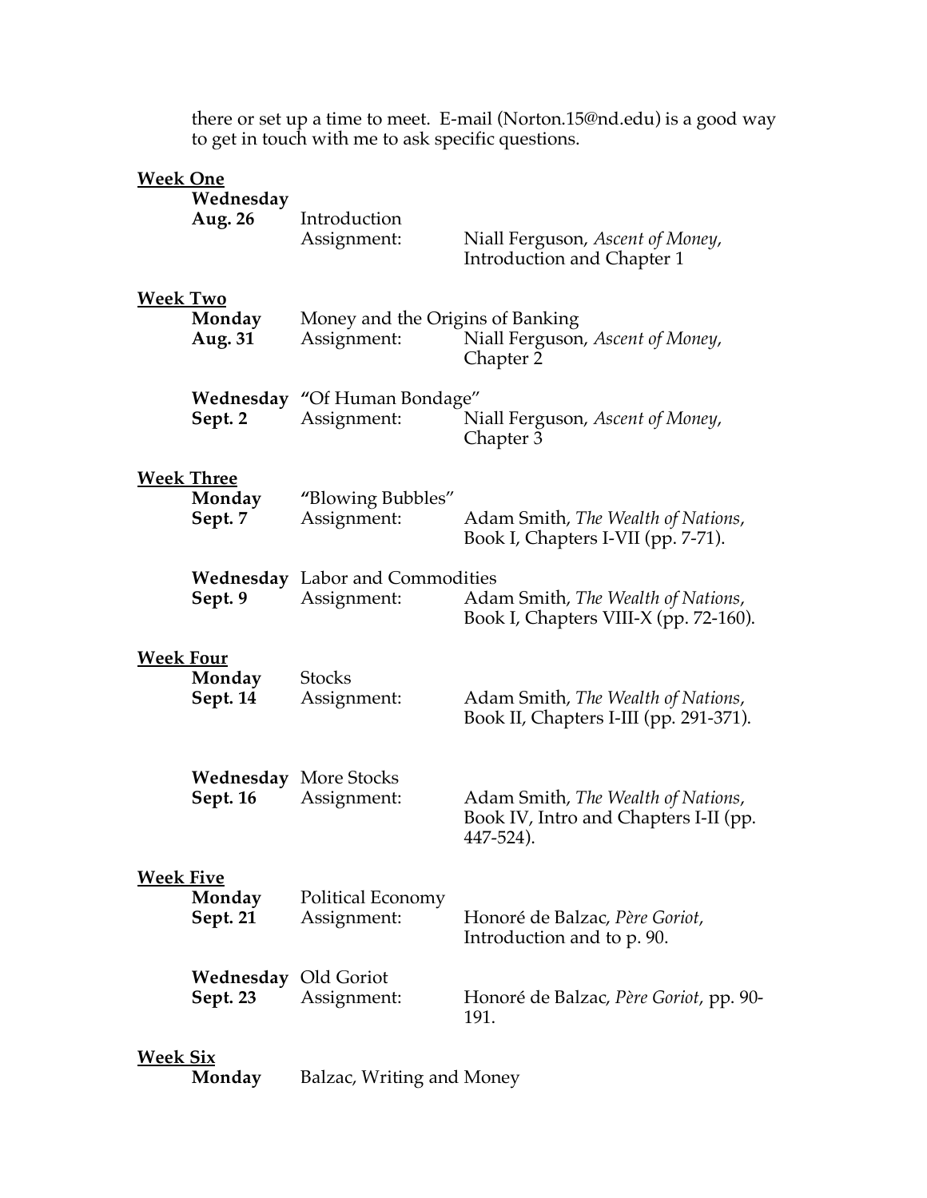there or set up a time to meet. E-mail (Norton.15@nd.edu) is a good way to get in touch with me to ask specific questions.

**Week One**

**Wednesday Aug. 26** — Introduction
Assignment: Niall Ferguson, *Ascent of Money*, Introduction and Chapter 1

**Week Two**

**Monday Aug. 31** — Money and the Origins of Banking
Assignment: Niall Ferguson, *Ascent of Money*, Chapter 2

**Wednesday Sept. 2** — "Of Human Bondage"
Assignment: Niall Ferguson, *Ascent of Money*, Chapter 3

**Week Three**

**Monday Sept. 7** — "Blowing Bubbles"
Assignment: Adam Smith, *The Wealth of Nations*, Book I, Chapters I-VII (pp. 7-71).

**Wednesday Sept. 9** — Labor and Commodities
Assignment: Adam Smith, *The Wealth of Nations*, Book I, Chapters VIII-X (pp. 72-160).

**Week Four**

**Monday Sept. 14** — Stocks
Assignment: Adam Smith, *The Wealth of Nations*, Book II, Chapters I-III (pp. 291-371).

**Wednesday Sept. 16** — More Stocks
Assignment: Adam Smith, *The Wealth of Nations*, Book IV, Intro and Chapters I-II (pp. 447-524).

**Week Five**

**Monday Sept. 21** — Political Economy
Assignment: Honoré de Balzac, *Père Goriot*, Introduction and to p. 90.

**Wednesday Sept. 23** — Old Goriot
Assignment: Honoré de Balzac, *Père Goriot*, pp. 90-191.

**Week Six**

**Monday** — Balzac, Writing and Money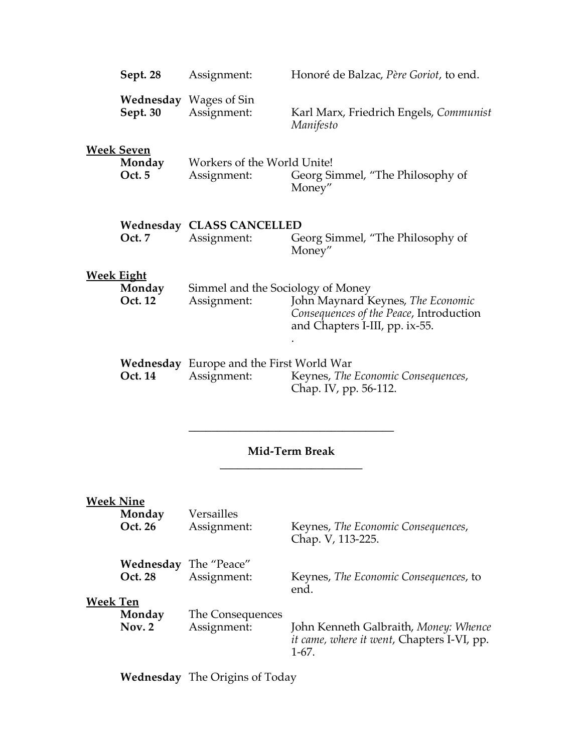**Sept. 28** Assignment: Honoré de Balzac, *Père Goriot*, to end.

**Wednesday** Wages of Sin
**Sept. 30** Assignment: Karl Marx, Friedrich Engels, *Communist Manifesto*

## Week Seven

**Monday** Workers of the World Unite!
**Oct. 5** Assignment: Georg Simmel, "The Philosophy of Money"

**Wednesday** **CLASS CANCELLED**
**Oct. 7** Assignment: Georg Simmel, "The Philosophy of Money"

## Week Eight

**Monday** Simmel and the Sociology of Money
**Oct. 12** Assignment: John Maynard Keynes, *The Economic Consequences of the Peace*, Introduction and Chapters I-III, pp. ix-55.

**Wednesday** Europe and the First World War
**Oct. 14** Assignment: Keynes, *The Economic Consequences*, Chap. IV, pp. 56-112.

---

**Mid-Term Break**

---

## Week Nine

**Monday** Versailles
**Oct. 26** Assignment: Keynes, *The Economic Consequences*, Chap. V, 113-225.

**Wednesday** The "Peace"
**Oct. 28** Assignment: Keynes, *The Economic Consequences*, to end.

## Week Ten

**Monday** The Consequences
**Nov. 2** Assignment: John Kenneth Galbraith, *Money: Whence it came, where it went*, Chapters I-VI, pp. 1-67.

**Wednesday** The Origins of Today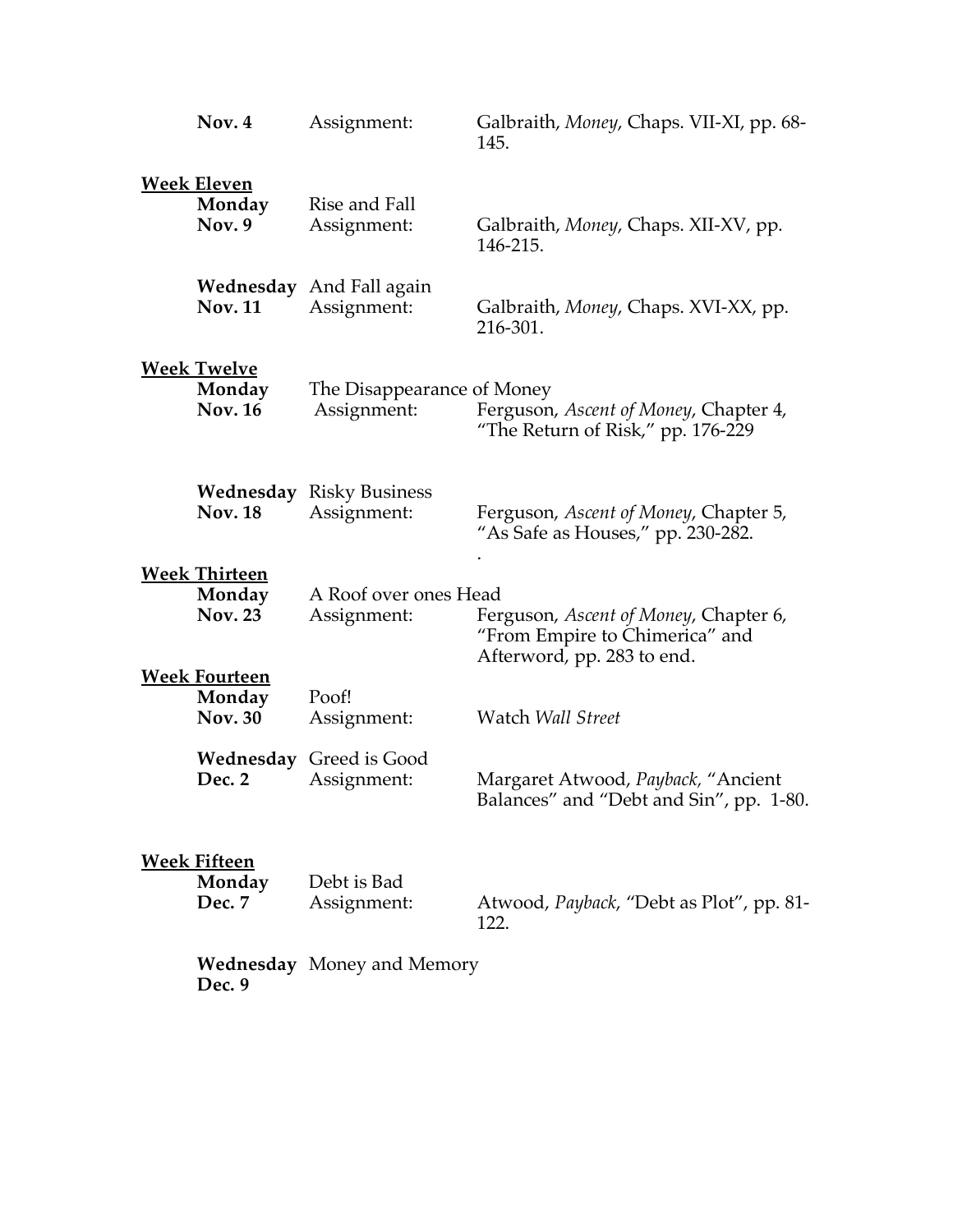**Nov. 4** Assignment: Galbraith, *Money*, Chaps. VII-XI, pp. 68-145.

**Week Eleven**

**Monday** Rise and Fall
**Nov. 9** Assignment: Galbraith, *Money*, Chaps. XII-XV, pp. 146-215.

**Wednesday** And Fall again
**Nov. 11** Assignment: Galbraith, *Money*, Chaps. XVI-XX, pp. 216-301.

**Week Twelve**

**Monday** The Disappearance of Money
**Nov. 16** Assignment: Ferguson, *Ascent of Money*, Chapter 4, "The Return of Risk," pp. 176-229

**Wednesday** Risky Business
**Nov. 18** Assignment: Ferguson, *Ascent of Money*, Chapter 5, "As Safe as Houses," pp. 230-282.
.

**Week Thirteen**

**Monday** A Roof over ones Head
**Nov. 23** Assignment: Ferguson, *Ascent of Money*, Chapter 6, "From Empire to Chimerica" and Afterword, pp. 283 to end.

**Week Fourteen**

**Monday** Poof!
**Nov. 30** Assignment: Watch *Wall Street*

**Wednesday** Greed is Good
**Dec. 2** Assignment: Margaret Atwood, *Payback,* "Ancient Balances" and "Debt and Sin", pp. 1-80.

**Week Fifteen**

**Monday** Debt is Bad
**Dec. 7** Assignment: Atwood, *Payback*, "Debt as Plot", pp. 81-122.

**Wednesday** Money and Memory
**Dec. 9**